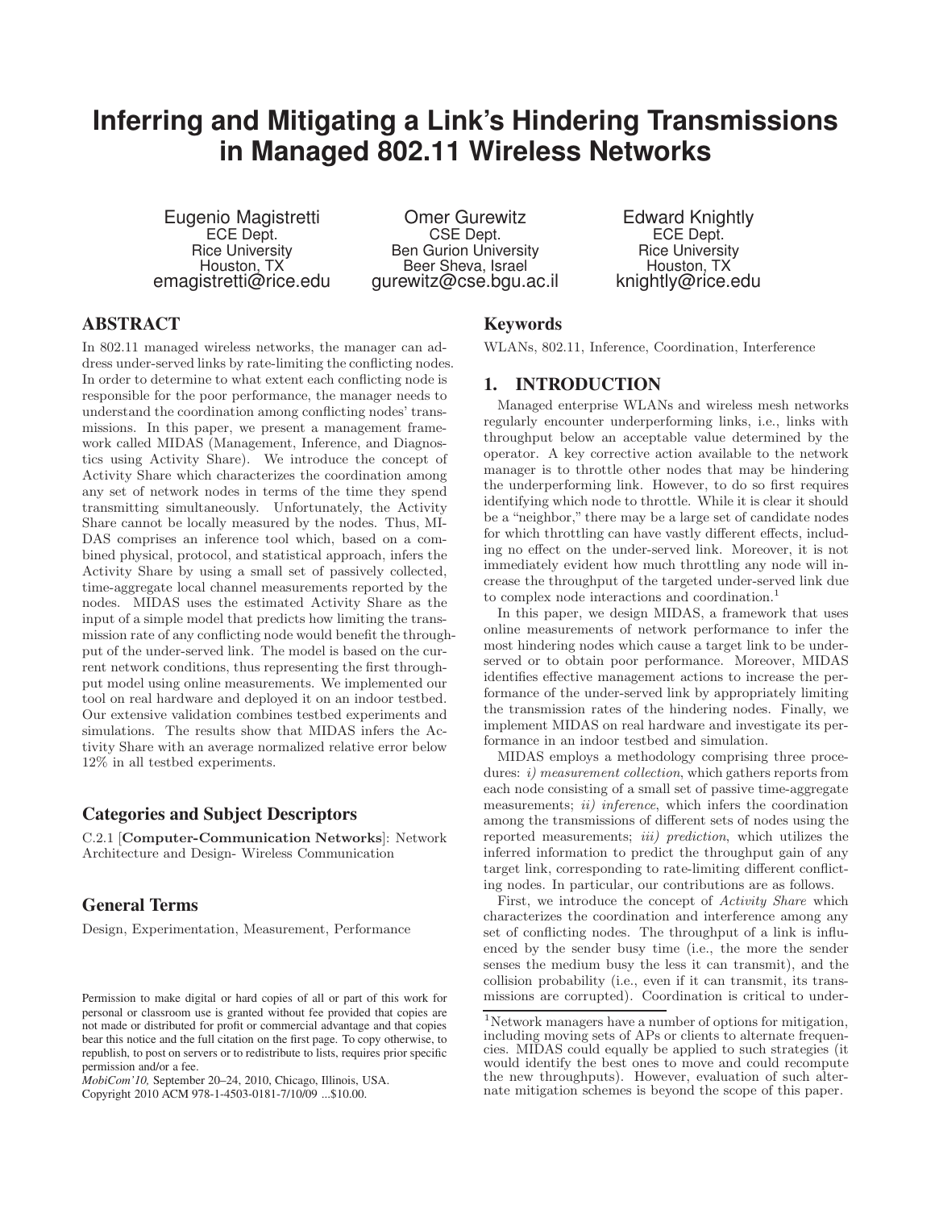# Inferring and Mitigating a Link's Hindering Transmissions in Managed 802.11 Wireless Networks

Eugenio Magistretti
ECE Dept.
Rice University
Houston, TX
emagistretti@rice.edu

Omer Gurewitz
CSE Dept.
Ben Gurion University
Beer Sheva, Israel
gurewitz@cse.bgu.ac.il

Edward Knightly
ECE Dept.
Rice University
Houston, TX
knightly@rice.edu

## ABSTRACT

In 802.11 managed wireless networks, the manager can address under-served links by rate-limiting the conflicting nodes. In order to determine to what extent each conflicting node is responsible for the poor performance, the manager needs to understand the coordination among conflicting nodes' transmissions. In this paper, we present a management framework called MIDAS (Management, Inference, and Diagnostics using Activity Share). We introduce the concept of Activity Share which characterizes the coordination among any set of network nodes in terms of the time they spend transmitting simultaneously. Unfortunately, the Activity Share cannot be locally measured by the nodes. Thus, MIDAS comprises an inference tool which, based on a combined physical, protocol, and statistical approach, infers the Activity Share by using a small set of passively collected, time-aggregate local channel measurements reported by the nodes. MIDAS uses the estimated Activity Share as the input of a simple model that predicts how limiting the transmission rate of any conflicting node would benefit the throughput of the under-served link. The model is based on the current network conditions, thus representing the first throughput model using online measurements. We implemented our tool on real hardware and deployed it on an indoor testbed. Our extensive validation combines testbed experiments and simulations. The results show that MIDAS infers the Activity Share with an average normalized relative error below 12% in all testbed experiments.

### Categories and Subject Descriptors

C.2.1 [**Computer-Communication Networks**]: Network Architecture and Design- Wireless Communication

### General Terms

Design, Experimentation, Measurement, Performance

Permission to make digital or hard copies of all or part of this work for personal or classroom use is granted without fee provided that copies are not made or distributed for profit or commercial advantage and that copies bear this notice and the full citation on the first page. To copy otherwise, to republish, to post on servers or to redistribute to lists, requires prior specific permission and/or a fee.
*MobiCom'10,* September 20–24, 2010, Chicago, Illinois, USA.
Copyright 2010 ACM 978-1-4503-0181-7/10/09 ...$10.00.

### Keywords

WLANs, 802.11, Inference, Coordination, Interference

## 1. INTRODUCTION

Managed enterprise WLANs and wireless mesh networks regularly encounter underperforming links, i.e., links with throughput below an acceptable value determined by the operator. A key corrective action available to the network manager is to throttle other nodes that may be hindering the underperforming link. However, to do so first requires identifying which node to throttle. While it is clear it should be a "neighbor," there may be a large set of candidate nodes for which throttling can have vastly different effects, including no effect on the under-served link. Moreover, it is not immediately evident how much throttling any node will increase the throughput of the targeted under-served link due to complex node interactions and coordination.[1]

In this paper, we design MIDAS, a framework that uses online measurements of network performance to infer the most hindering nodes which cause a target link to be under-served or to obtain poor performance. Moreover, MIDAS identifies effective management actions to increase the performance of the under-served link by appropriately limiting the transmission rates of the hindering nodes. Finally, we implement MIDAS on real hardware and investigate its performance in an indoor testbed and simulation.

MIDAS employs a methodology comprising three procedures: *i) measurement collection*, which gathers reports from each node consisting of a small set of passive time-aggregate measurements; *ii) inference*, which infers the coordination among the transmissions of different sets of nodes using the reported measurements; *iii) prediction*, which utilizes the inferred information to predict the throughput gain of any target link, corresponding to rate-limiting different conflicting nodes. In particular, our contributions are as follows.

First, we introduce the concept of *Activity Share* which characterizes the coordination and interference among any set of conflicting nodes. The throughput of a link is influenced by the sender busy time (i.e., the more the sender senses the medium busy the less it can transmit), and the collision probability (i.e., even if it can transmit, its transmissions are corrupted). Coordination is critical to under-

[1]Network managers have a number of options for mitigation, including moving sets of APs or clients to alternate frequencies. MIDAS could equally be applied to such strategies (it would identify the best ones to move and could recompute the new throughputs). However, evaluation of such alternate mitigation schemes is beyond the scope of this paper.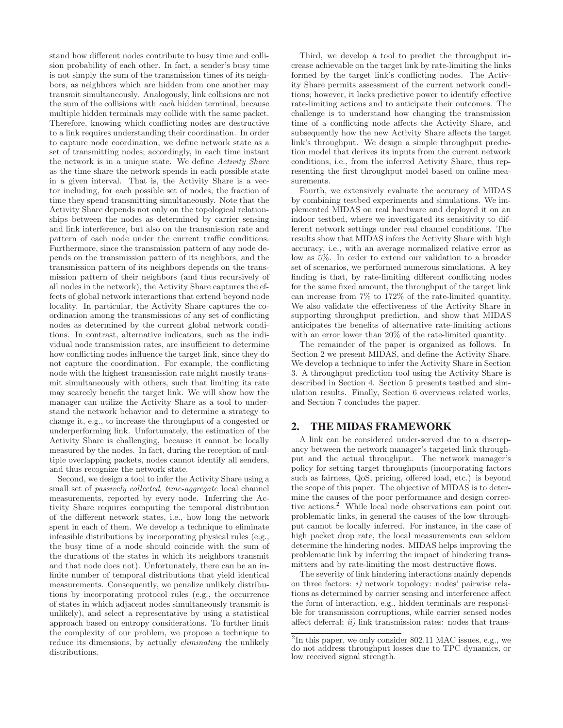stand how different nodes contribute to busy time and collision probability of each other. In fact, a sender's busy time is not simply the sum of the transmission times of its neighbors, as neighbors which are hidden from one another may transmit simultaneously. Analogously, link collisions are not the sum of the collisions with *each* hidden terminal, because multiple hidden terminals may collide with the same packet. Therefore, knowing which conflicting nodes are destructive to a link requires understanding their coordination. In order to capture node coordination, we define network state as a set of transmitting nodes; accordingly, in each time instant the network is in a unique state. We define *Activity Share* as the time share the network spends in each possible state in a given interval. That is, the Activity Share is a vector including, for each possible set of nodes, the fraction of time they spend transmitting simultaneously. Note that the Activity Share depends not only on the topological relationships between the nodes as determined by carrier sensing and link interference, but also on the transmission rate and pattern of each node under the current traffic conditions. Furthermore, since the transmission pattern of any node depends on the transmission pattern of its neighbors, and the transmission pattern of its neighbors depends on the transmission pattern of their neighbors (and thus recursively of all nodes in the network), the Activity Share captures the effects of global network interactions that extend beyond node locality. In particular, the Activity Share captures the coordination among the transmissions of any set of conflicting nodes as determined by the current global network conditions. In contrast, alternative indicators, such as the individual node transmission rates, are insufficient to determine how conflicting nodes influence the target link, since they do not capture the coordination. For example, the conflicting node with the highest transmission rate might mostly transmit simultaneously with others, such that limiting its rate may scarcely benefit the target link. We will show how the manager can utilize the Activity Share as a tool to understand the network behavior and to determine a strategy to change it, e.g., to increase the throughput of a congested or underperforming link. Unfortunately, the estimation of the Activity Share is challenging, because it cannot be locally measured by the nodes. In fact, during the reception of multiple overlapping packets, nodes cannot identify all senders, and thus recognize the network state.

Second, we design a tool to infer the Activity Share using a small set of *passively collected*, *time-aggregate* local channel measurements, reported by every node. Inferring the Activity Share requires computing the temporal distribution of the different network states, i.e., how long the network spent in each of them. We develop a technique to eliminate infeasible distributions by incorporating physical rules (e.g., the busy time of a node should coincide with the sum of the durations of the states in which its neighbors transmit and that node does not). Unfortunately, there can be an infinite number of temporal distributions that yield identical measurements. Consequently, we penalize unlikely distributions by incorporating protocol rules (e.g., the occurrence of states in which adjacent nodes simultaneously transmit is unlikely), and select a representative by using a statistical approach based on entropy considerations. To further limit the complexity of our problem, we propose a technique to reduce its dimensions, by actually *eliminating* the unlikely distributions.

Third, we develop a tool to predict the throughput increase achievable on the target link by rate-limiting the links formed by the target link's conflicting nodes. The Activity Share permits assessment of the current network conditions; however, it lacks predictive power to identify effective rate-limiting actions and to anticipate their outcomes. The challenge is to understand how changing the transmission time of a conflicting node affects the Activity Share, and subsequently how the new Activity Share affects the target link's throughput. We design a simple throughput prediction model that derives its inputs from the current network conditions, i.e., from the inferred Activity Share, thus representing the first throughput model based on online measurements.

Fourth, we extensively evaluate the accuracy of MIDAS by combining testbed experiments and simulations. We implemented MIDAS on real hardware and deployed it on an indoor testbed, where we investigated its sensitivity to different network settings under real channel conditions. The results show that MIDAS infers the Activity Share with high accuracy, i.e., with an average normalized relative error as low as 5%. In order to extend our validation to a broader set of scenarios, we performed numerous simulations. A key finding is that, by rate-limiting different conflicting nodes for the same fixed amount, the throughput of the target link can increase from 7% to 172% of the rate-limited quantity. We also validate the effectiveness of the Activity Share in supporting throughput prediction, and show that MIDAS anticipates the benefits of alternative rate-limiting actions with an error lower than 20% of the rate-limited quantity.

The remainder of the paper is organized as follows. In Section 2 we present MIDAS, and define the Activity Share. We develop a technique to infer the Activity Share in Section 3. A throughput prediction tool using the Activity Share is described in Section 4. Section 5 presents testbed and simulation results. Finally, Section 6 overviews related works, and Section 7 concludes the paper.

## 2. THE MIDAS FRAMEWORK

A link can be considered under-served due to a discrepancy between the network manager's targeted link throughput and the actual throughput. The network manager's policy for setting target throughputs (incorporating factors such as fairness, QoS, pricing, offered load, etc.) is beyond the scope of this paper. The objective of MIDAS is to determine the causes of the poor performance and design corrective actions.[2] While local node observations can point out problematic links, in general the causes of the low throughput cannot be locally inferred. For instance, in the case of high packet drop rate, the local measurements can seldom determine the hindering nodes. MIDAS helps improving the problematic link by inferring the impact of hindering transmitters and by rate-limiting the most destructive flows.

The severity of link hindering interactions mainly depends on three factors: *i)* network topology: nodes' pairwise relations as determined by carrier sensing and interference affect the form of interaction, e.g., hidden terminals are responsible for transmission corruptions, while carrier sensed nodes affect deferral; *ii)* link transmission rates: nodes that trans-

[2] In this paper, we only consider 802.11 MAC issues, e.g., we do not address throughput losses due to TPC dynamics, or low received signal strength.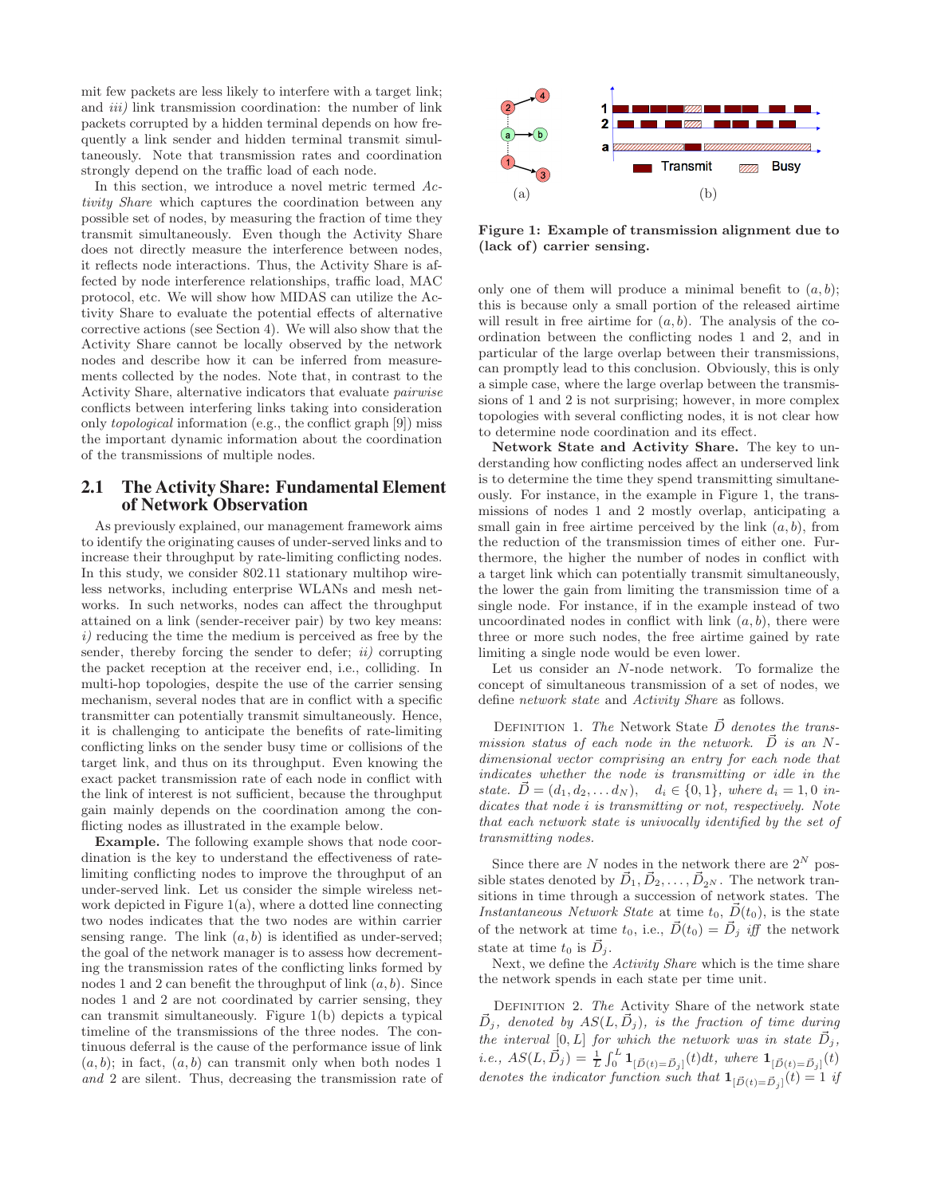mit few packets are less likely to interfere with a target link; and *iii)* link transmission coordination: the number of link packets corrupted by a hidden terminal depends on how frequently a link sender and hidden terminal transmit simultaneously. Note that transmission rates and coordination strongly depend on the traffic load of each node.

In this section, we introduce a novel metric termed *Activity Share* which captures the coordination between any possible set of nodes, by measuring the fraction of time they transmit simultaneously. Even though the Activity Share does not directly measure the interference between nodes, it reflects node interactions. Thus, the Activity Share is affected by node interference relationships, traffic load, MAC protocol, etc. We will show how MIDAS can utilize the Activity Share to evaluate the potential effects of alternative corrective actions (see Section 4). We will also show that the Activity Share cannot be locally observed by the network nodes and describe how it can be inferred from measurements collected by the nodes. Note that, in contrast to the Activity Share, alternative indicators that evaluate *pairwise* conflicts between interfering links taking into consideration only *topological* information (e.g., the conflict graph [9]) miss the important dynamic information about the coordination of the transmissions of multiple nodes.

## 2.1 The Activity Share: Fundamental Element of Network Observation

As previously explained, our management framework aims to identify the originating causes of under-served links and to increase their throughput by rate-limiting conflicting nodes. In this study, we consider 802.11 stationary multihop wireless networks, including enterprise WLANs and mesh networks. In such networks, nodes can affect the throughput attained on a link (sender-receiver pair) by two key means: *i)* reducing the time the medium is perceived as free by the sender, thereby forcing the sender to defer; *ii)* corrupting the packet reception at the receiver end, i.e., colliding. In multi-hop topologies, despite the use of the carrier sensing mechanism, several nodes that are in conflict with a specific transmitter can potentially transmit simultaneously. Hence, it is challenging to anticipate the benefits of rate-limiting conflicting links on the sender busy time or collisions of the target link, and thus on its throughput. Even knowing the exact packet transmission rate of each node in conflict with the link of interest is not sufficient, because the throughput gain mainly depends on the coordination among the conflicting nodes as illustrated in the example below.

**Example.** The following example shows that node coordination is the key to understand the effectiveness of rate-limiting conflicting nodes to improve the throughput of an under-served link. Let us consider the simple wireless network depicted in Figure 1(a), where a dotted line connecting two nodes indicates that the two nodes are within carrier sensing range. The link $(a, b)$ is identified as under-served; the goal of the network manager is to assess how decrementing the transmission rates of the conflicting links formed by nodes 1 and 2 can benefit the throughput of link $(a, b)$. Since nodes 1 and 2 are not coordinated by carrier sensing, they can transmit simultaneously. Figure 1(b) depicts a typical timeline of the transmissions of the three nodes. The continuous deferral is the cause of the performance issue of link $(a, b)$; in fact, $(a, b)$ can transmit only when both nodes 1 *and* 2 are silent. Thus, decreasing the transmission rate of only one of them will produce a minimal benefit to $(a, b)$; this is because only a small portion of the released airtime will result in free airtime for $(a, b)$. The analysis of the coordination between the conflicting nodes 1 and 2, and in particular of the large overlap between their transmissions, can promptly lead to this conclusion. Obviously, this is only a simple case, where the large overlap between the transmissions of 1 and 2 is not surprising; however, in more complex topologies with several conflicting nodes, it is not clear how to determine node coordination and its effect.

**Figure 1: Example of transmission alignment due to (lack of) carrier sensing.**

**Network State and Activity Share.** The key to understanding how conflicting nodes affect an underserved link is to determine the time they spend transmitting simultaneously. For instance, in the example in Figure 1, the transmissions of nodes 1 and 2 mostly overlap, anticipating a small gain in free airtime perceived by the link $(a, b)$, from the reduction of the transmission times of either one. Furthermore, the higher the number of nodes in conflict with a target link which can potentially transmit simultaneously, the lower the gain from limiting the transmission time of a single node. For instance, if in the example instead of two uncoordinated nodes in conflict with link $(a, b)$, there were three or more such nodes, the free airtime gained by rate limiting a single node would be even lower.

Let us consider an $N$-node network. To formalize the concept of simultaneous transmission of a set of nodes, we define *network state* and *Activity Share* as follows.

Definition 1. *The* Network State $\vec{D}$ *denotes the transmission status of each node in the network.* $\vec{D}$ *is an $N$-dimensional vector comprising an entry for each node that indicates whether the node is transmitting or idle in the state.* $\vec{D} = (d_1, d_2, \dots d_N)$, $d_i \in \{0, 1\}$, *where $d_i = 1, 0$ indicates that node $i$ is transmitting or not, respectively. Note that each network state is univocally identified by the set of transmitting nodes.*

Since there are $N$ nodes in the network there are $2^N$ possible states denoted by $\vec{D}_1, \vec{D}_2, \dots, \vec{D}_{2^N}$. The network transitions in time through a succession of network states. The *Instantaneous Network State* at time $t_0$, $\vec{D}(t_0)$, is the state of the network at time $t_0$, i.e., $\vec{D}(t_0) = \vec{D}_j$ *iff* the network state at time $t_0$ is $\vec{D}_j$.

Next, we define the *Activity Share* which is the time share the network spends in each state per time unit.

Definition 2. *The* Activity Share *of the network state $\vec{D}_j$, denoted by $AS(L, \vec{D}_j)$, is the fraction of time during the interval $[0, L]$ for which the network was in state $\vec{D}_j$, i.e., $AS(L, \vec{D}_j) = \frac{1}{L}\int_0^L \mathbf{1}_{[\vec{D}(t)=\vec{D}_j]}(t)dt$, where $\mathbf{1}_{[\vec{D}(t)=\vec{D}_j]}(t)$ denotes the indicator function such that $\mathbf{1}_{[\vec{D}(t)=\vec{D}_j]}(t) = 1$ if*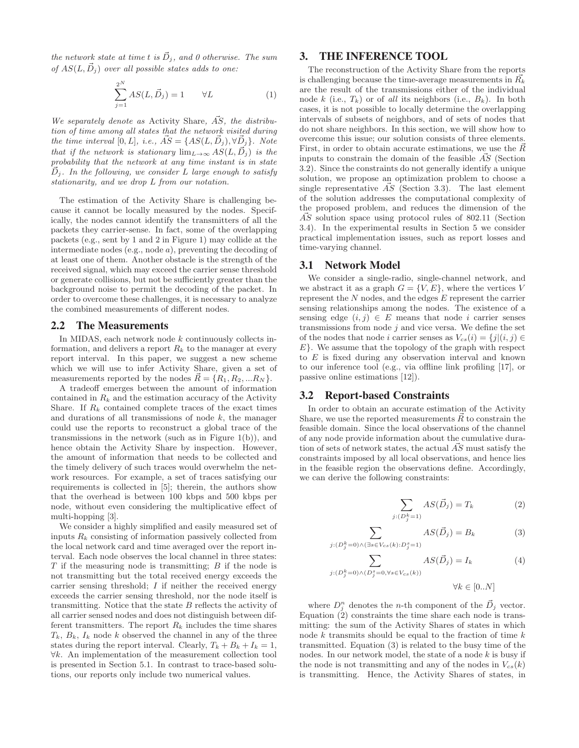*the network state at time $t$ is $\vec{D}_j$, and 0 otherwise. The sum of $AS(L, \vec{D}_j)$ over all possible states adds to one:*

$$\sum_{j=1}^{2^N} AS(L, \vec{D}_j) = 1 \qquad \forall L \tag{1}$$

*We separately denote as* Activity Share*, $\vec{AS}$, the distribution of time among all states that the network visited during the time interval $[0, L]$, i.e., $\vec{AS} = \{AS(L, \vec{D}_j), \forall \vec{D}_j\}$. Note that if the network is stationary $\lim_{L\to\infty} AS(L, \vec{D}_j)$ is the probability that the network at any time instant is in state $\vec{D}_j$. In the following, we consider $L$ large enough to satisfy stationarity, and we drop $L$ from our notation.*

The estimation of the Activity Share is challenging because it cannot be locally measured by the nodes. Specifically, the nodes cannot identify the transmitters of all the packets they carrier-sense. In fact, some of the overlapping packets (e.g., sent by 1 and 2 in Figure 1) may collide at the intermediate nodes (e.g., node $a$), preventing the decoding of at least one of them. Another obstacle is the strength of the received signal, which may exceed the carrier sense threshold or generate collisions, but not be sufficiently greater than the background noise to permit the decoding of the packet. In order to overcome these challenges, it is necessary to analyze the combined measurements of different nodes.

## 2.2 The Measurements

In MIDAS, each network node $k$ continuously collects information, and delivers a report $R_k$ to the manager at every report interval. In this paper, we suggest a new scheme which we will use to infer Activity Share, given a set of measurements reported by the nodes $\vec{R} = \{R_1, R_2, ...R_N\}$.

A tradeoff emerges between the amount of information contained in $R_k$ and the estimation accuracy of the Activity Share. If $R_k$ contained complete traces of the exact times and durations of all transmissions of node $k$, the manager could use the reports to reconstruct a global trace of the transmissions in the network (such as in Figure 1(b)), and hence obtain the Activity Share by inspection. However, the amount of information that needs to be collected and the timely delivery of such traces would overwhelm the network resources. For example, a set of traces satisfying our requirements is collected in [5]; therein, the authors show that the overhead is between 100 kbps and 500 kbps per node, without even considering the multiplicative effect of multi-hopping [3].

We consider a highly simplified and easily measured set of inputs $R_k$ consisting of information passively collected from the local network card and time averaged over the report interval. Each node observes the local channel in three states: $T$ if the measuring node is transmitting; $B$ if the node is not transmitting but the total received energy exceeds the carrier sensing threshold; $I$ if neither the received energy exceeds the carrier sensing threshold, nor the node itself is transmitting. Notice that the state $B$ reflects the activity of all carrier sensed nodes and does not distinguish between different transmitters. The report $R_k$ includes the time shares $T_k$, $B_k$, $I_k$ node $k$ observed the channel in any of the three states during the report interval. Clearly, $T_k + B_k + I_k = 1$, $\forall k$. An implementation of the measurement collection tool is presented in Section 5.1. In contrast to trace-based solutions, our reports only include two numerical values.

# 3. THE INFERENCE TOOL

The reconstruction of the Activity Share from the reports is challenging because the time-average measurements in $\vec{R_k}$ are the result of the transmissions either of the individual node $k$ (i.e., $T_k$) or of *all* its neighbors (i.e., $B_k$). In both cases, it is not possible to locally determine the overlapping intervals of subsets of neighbors, and of sets of nodes that do not share neighbors. In this section, we will show how to overcome this issue; our solution consists of three elements. First, in order to obtain accurate estimations, we use the $\vec{R}$ inputs to constrain the domain of the feasible $\vec{AS}$ (Section 3.2). Since the constraints do not generally identify a unique solution, we propose an optimization problem to choose a single representative $\vec{AS}$ (Section 3.3). The last element of the solution addresses the computational complexity of the proposed problem, and reduces the dimension of the $\vec{AS}$ solution space using protocol rules of 802.11 (Section 3.4). In the experimental results in Section 5 we consider practical implementation issues, such as report losses and time-varying channel.

## 3.1 Network Model

We consider a single-radio, single-channel network, and we abstract it as a graph $G = \{V, E\}$, where the vertices $V$ represent the $N$ nodes, and the edges $E$ represent the carrier sensing relationships among the nodes. The existence of a sensing edge $(i, j) \in E$ means that node $i$ carrier senses transmissions from node $j$ and vice versa. We define the set of the nodes that node $i$ carrier senses as $V_{cs}(i) = \{j|(i, j) \in E\}$. We assume that the topology of the graph with respect to $E$ is fixed during any observation interval and known to our inference tool (e.g., via offline link profiling [17], or passive online estimations [12]).

## 3.2 Report-based Constraints

In order to obtain an accurate estimation of the Activity Share, we use the reported measurements $\vec{R}$ to constrain the feasible domain. Since the local observations of the channel of any node provide information about the cumulative duration of sets of network states, the actual $\vec{AS}$ must satisfy the constraints imposed by all local observations, and hence lies in the feasible region the observations define. Accordingly, we can derive the following constraints:

$$\sum_{j:(D_j^k=1)} AS(\vec{D}_j) = T_k \tag{2}$$

$$\sum_{j:(D_j^k=0)\wedge(\exists s\in V_{cs}(k):D_j^s=1)} AS(\vec{D}_j) = B_k \tag{3}$$

$$\sum_{j:(D_j^k=0)\wedge(D_j^s=0,\forall s\in V_{cs}(k))} AS(\vec{D}_j) = I_k \tag{4}$$

$$\forall k \in [0..N]$$

where $D_j^n$ denotes the $n$-th component of the $\vec{D}_j$ vector. Equation (2) constraints the time share each node is transmitting: the sum of the Activity Shares of states in which node $k$ transmits should be equal to the fraction of time $k$ transmitted. Equation (3) is related to the busy time of the nodes. In our network model, the state of a node $k$ is busy if the node is not transmitting and any of the nodes in $V_{cs}(k)$ is transmitting. Hence, the Activity Shares of states, in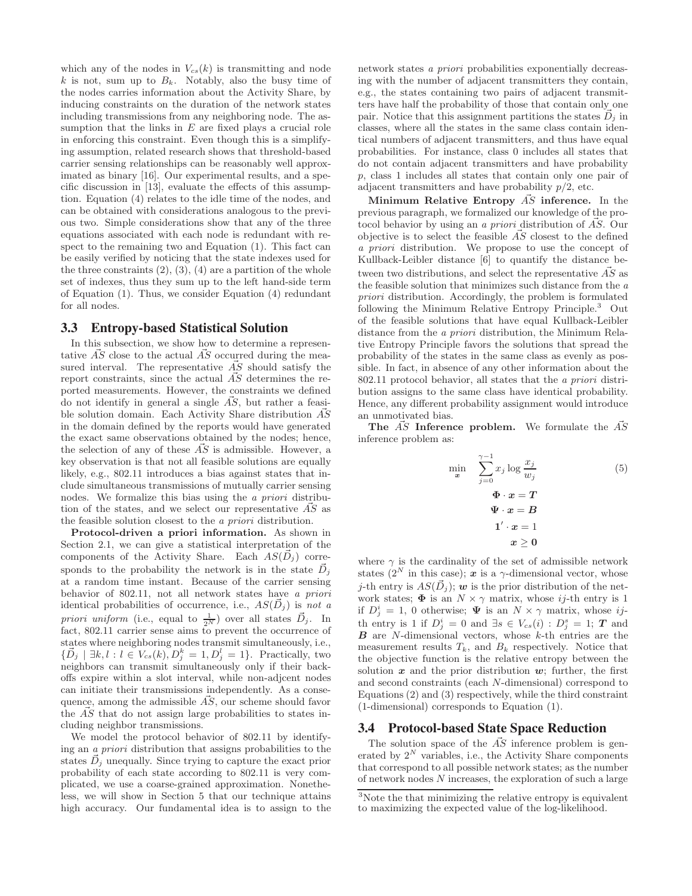which any of the nodes in $V_{cs}(k)$ is transmitting and node $k$ is not, sum up to $B_k$. Notably, also the busy time of the nodes carries information about the Activity Share, by inducing constraints on the duration of the network states including transmissions from any neighboring node. The assumption that the links in $E$ are fixed plays a crucial role in enforcing this constraint. Even though this is a simplifying assumption, related research shows that threshold-based carrier sensing relationships can be reasonably well approximated as binary [16]. Our experimental results, and a specific discussion in [13], evaluate the effects of this assumption. Equation (4) relates to the idle time of the nodes, and can be obtained with considerations analogous to the previous two. Simple considerations show that any of the three equations associated with each node is redundant with respect to the remaining two and Equation (1). This fact can be easily verified by noticing that the state indexes used for the three constraints (2), (3), (4) are a partition of the whole set of indexes, thus they sum up to the left hand-side term of Equation (1). Thus, we consider Equation (4) redundant for all nodes.

### 3.3 Entropy-based Statistical Solution

In this subsection, we show how to determine a representative $\vec{AS}$ close to the actual $\vec{AS}$ occurred during the measured interval. The representative $\vec{AS}$ should satisfy the report constraints, since the actual $\vec{AS}$ determines the reported measurements. However, the constraints we defined do not identify in general a single $\vec{AS}$, but rather a feasible solution domain. Each Activity Share distribution $\vec{AS}$ in the domain defined by the reports would have generated the exact same observations obtained by the nodes; hence, the selection of any of these $\vec{AS}$ is admissible. However, a key observation is that not all feasible solutions are equally likely, e.g., 802.11 introduces a bias against states that include simultaneous transmissions of mutually carrier sensing nodes. We formalize this bias using the *a priori* distribution of the states, and we select our representative $\vec{AS}$ as the feasible solution closest to the *a priori* distribution.

**Protocol-driven a priori information.** As shown in Section 2.1, we can give a statistical interpretation of the components of the Activity Share. Each $AS(\vec{D}_j)$ corresponds to the probability the network is in the state $\vec{D}_j$ at a random time instant. Because of the carrier sensing behavior of 802.11, not all network states have *a priori* identical probabilities of occurrence, i.e., $AS(\vec{D}_j)$ is *not a priori uniform* (i.e., equal to $\frac{1}{2^N}$) over all states $\vec{D}_j$. In fact, 802.11 carrier sense aims to prevent the occurrence of states where neighboring nodes transmit simultaneously, i.e., $\{\vec{D}_j \mid \exists k, l : l \in V_{cs}(k), D_j^k = 1, D_j^l = 1\}$. Practically, two neighbors can transmit simultaneously only if their backoffs expire within a slot interval, while non-adjcent nodes can initiate their transmissions independently. As a consequence, among the admissible $\vec{AS}$, our scheme should favor the $\vec{AS}$ that do not assign large probabilities to states including neighbor transmissions.

We model the protocol behavior of 802.11 by identifying an *a priori* distribution that assigns probabilities to the states $\vec{D}_j$ unequally. Since trying to capture the exact prior probability of each state according to 802.11 is very complicated, we use a coarse-grained approximation. Nonetheless, we will show in Section 5 that our technique attains high accuracy. Our fundamental idea is to assign to the network states *a priori* probabilities exponentially decreasing with the number of adjacent transmitters they contain, e.g., the states containing two pairs of adjacent transmitters have half the probability of those that contain only one pair. Notice that this assignment partitions the states $\vec{D}_j$ in classes, where all the states in the same class contain identical numbers of adjacent transmitters, and thus have equal probabilities. For instance, class 0 includes all states that do not contain adjacent transmitters and have probability $p$, class 1 includes all states that contain only one pair of adjacent transmitters and have probability $p/2$, etc.

**Minimum Relative Entropy $\vec{AS}$ inference.** In the previous paragraph, we formalized our knowledge of the protocol behavior by using an *a priori* distribution of $\vec{AS}$. Our objective is to select the feasible $\vec{AS}$ closest to the defined *a priori* distribution. We propose to use the concept of Kullback-Leibler distance [6] to quantify the distance between two distributions, and select the representative $\vec{AS}$ as the feasible solution that minimizes such distance from the *a priori* distribution. Accordingly, the problem is formulated following the Minimum Relative Entropy Principle.[3] Out of the feasible solutions that have equal Kullback-Leibler distance from the *a priori* distribution, the Minimum Relative Entropy Principle favors the solutions that spread the probability of the states in the same class as evenly as possible. In fact, in absence of any other information about the 802.11 protocol behavior, all states that the *a priori* distribution assigns to the same class have identical probability. Hence, any different probability assignment would introduce an unmotivated bias.

**The $\vec{AS}$ Inference problem.** We formulate the $\vec{AS}$ inference problem as:

$$\min_{\boldsymbol{x}} \quad \sum_{j=0}^{\gamma-1} x_j \log \frac{x_j}{w_j} \tag{5}$$
$$\boldsymbol{\Phi} \cdot \boldsymbol{x} = \boldsymbol{T}$$
$$\boldsymbol{\Psi} \cdot \boldsymbol{x} = \boldsymbol{B}$$
$$\boldsymbol{1}' \cdot \boldsymbol{x} = 1$$
$$\boldsymbol{x} \geq \boldsymbol{0}$$

where $\gamma$ is the cardinality of the set of admissible network states ($2^N$ in this case); $\boldsymbol{x}$ is a $\gamma$-dimensional vector, whose $j$-th entry is $AS(\vec{D}_j)$; $\boldsymbol{w}$ is the prior distribution of the network states; $\boldsymbol{\Phi}$ is an $N \times \gamma$ matrix, whose $ij$-th entry is 1 if $D_j^i = 1$, 0 otherwise; $\boldsymbol{\Psi}$ is an $N \times \gamma$ matrix, whose $ij$-th entry is 1 if $D_j^i = 0$ and $\exists s \in V_{cs}(i) : D_j^s = 1$; $\boldsymbol{T}$ and $\boldsymbol{B}$ are $N$-dimensional vectors, whose $k$-th entries are the measurement results $T_k$, and $B_k$ respectively. Notice that the objective function is the relative entropy between the solution $\boldsymbol{x}$ and the prior distribution $\boldsymbol{w}$; further, the first and second constraints (each $N$-dimensional) correspond to Equations (2) and (3) respectively, while the third constraint (1-dimensional) corresponds to Equation (1).

### 3.4 Protocol-based State Space Reduction

The solution space of the $\vec{AS}$ inference problem is generated by $2^N$ variables, i.e., the Activity Share components that correspond to all possible network states; as the number of network nodes $N$ increases, the exploration of such a large

[3] Note the that minimizing the relative entropy is equivalent to maximizing the expected value of the log-likelihood.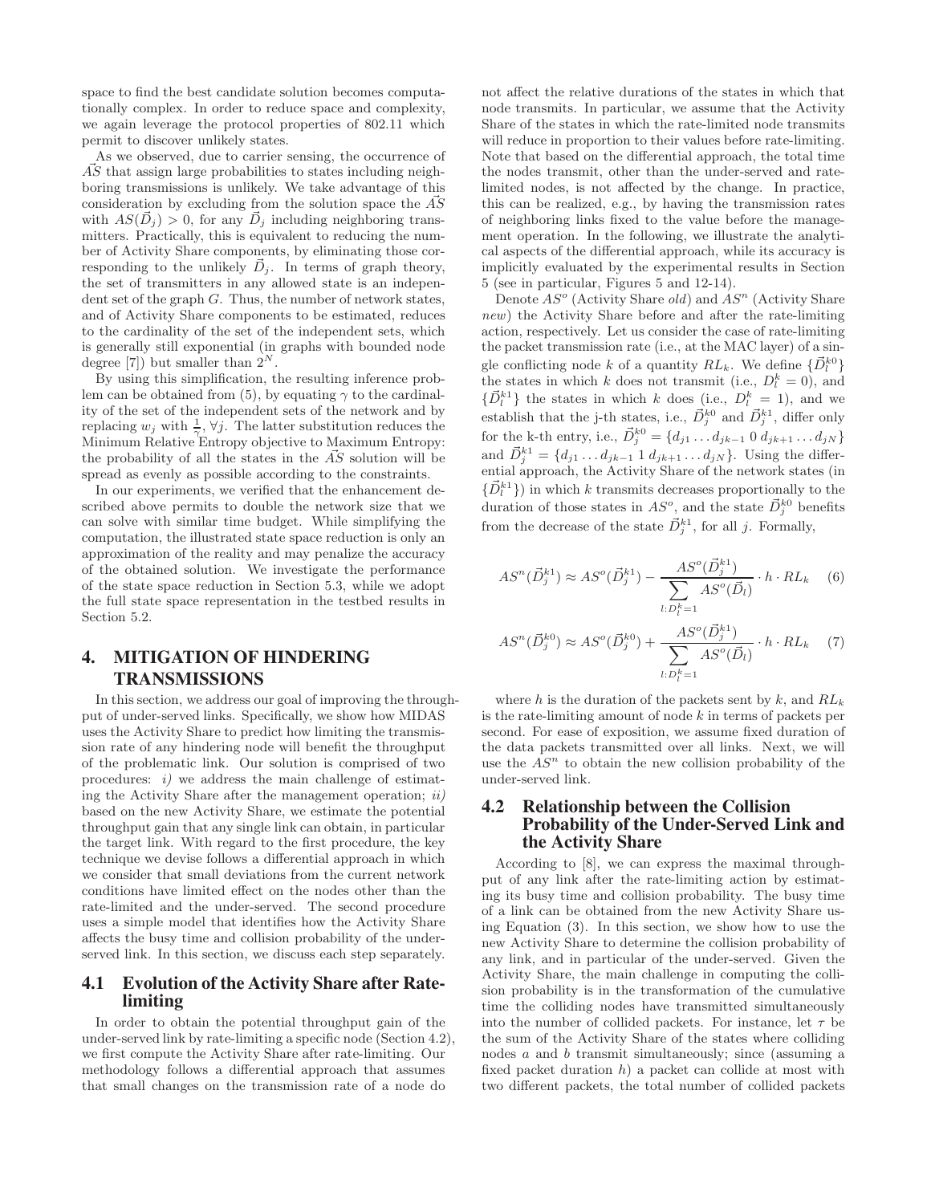space to find the best candidate solution becomes computationally complex. In order to reduce space and complexity, we again leverage the protocol properties of 802.11 which permit to discover unlikely states.

As we observed, due to carrier sensing, the occurrence of $\vec{AS}$ that assign large probabilities to states including neighboring transmissions is unlikely. We take advantage of this consideration by excluding from the solution space the $\vec{AS}$ with $AS(\vec{D}_j) > 0$, for any $\vec{D}_j$ including neighboring transmitters. Practically, this is equivalent to reducing the number of Activity Share components, by eliminating those corresponding to the unlikely $\vec{D}_j$. In terms of graph theory, the set of transmitters in any allowed state is an independent set of the graph $G$. Thus, the number of network states, and of Activity Share components to be estimated, reduces to the cardinality of the set of the independent sets, which is generally still exponential (in graphs with bounded node degree [7]) but smaller than $2^N$.

By using this simplification, the resulting inference problem can be obtained from (5), by equating $\gamma$ to the cardinality of the set of the independent sets of the network and by replacing $w_j$ with $\frac{1}{\gamma}$, $\forall j$. The latter substitution reduces the Minimum Relative Entropy objective to Maximum Entropy: the probability of all the states in the $\vec{AS}$ solution will be spread as evenly as possible according to the constraints.

In our experiments, we verified that the enhancement described above permits to double the network size that we can solve with similar time budget. While simplifying the computation, the illustrated state space reduction is only an approximation of the reality and may penalize the accuracy of the obtained solution. We investigate the performance of the state space reduction in Section 5.3, while we adopt the full state space representation in the testbed results in Section 5.2.

# 4. MITIGATION OF HINDERING TRANSMISSIONS

In this section, we address our goal of improving the throughput of under-served links. Specifically, we show how MIDAS uses the Activity Share to predict how limiting the transmission rate of any hindering node will benefit the throughput of the problematic link. Our solution is comprised of two procedures: *i)* we address the main challenge of estimating the Activity Share after the management operation; *ii)* based on the new Activity Share, we estimate the potential throughput gain that any single link can obtain, in particular the target link. With regard to the first procedure, the key technique we devise follows a differential approach in which we consider that small deviations from the current network conditions have limited effect on the nodes other than the rate-limited and the under-served. The second procedure uses a simple model that identifies how the Activity Share affects the busy time and collision probability of the under-served link. In this section, we discuss each step separately.

## 4.1 Evolution of the Activity Share after Rate-limiting

In order to obtain the potential throughput gain of the under-served link by rate-limiting a specific node (Section 4.2), we first compute the Activity Share after rate-limiting. Our methodology follows a differential approach that assumes that small changes on the transmission rate of a node do not affect the relative durations of the states in which that node transmits. In particular, we assume that the Activity Share of the states in which the rate-limited node transmits will reduce in proportion to their values before rate-limiting. Note that based on the differential approach, the total time the nodes transmit, other than the under-served and rate-limited nodes, is not affected by the change. In practice, this can be realized, e.g., by having the transmission rates of neighboring links fixed to the value before the management operation. In the following, we illustrate the analytical aspects of the differential approach, while its accuracy is implicitly evaluated by the experimental results in Section 5 (see in particular, Figures 5 and 12-14).

Denote $AS^o$ (Activity Share *old*) and $AS^n$ (Activity Share *new*) the Activity Share before and after the rate-limiting action, respectively. Let us consider the case of rate-limiting the packet transmission rate (i.e., at the MAC layer) of a single conflicting node $k$ of a quantity $RL_k$. We define $\{\vec{D}_l^{k0}\}$ the states in which $k$ does not transmit (i.e., $D_l^k = 0$), and $\{\vec{D}_l^{k1}\}$ the states in which $k$ does (i.e., $D_l^k = 1$), and we establish that the j-th states, i.e., $\vec{D}_j^{k0}$ and $\vec{D}_j^{k1}$, differ only for the k-th entry, i.e., $\vec{D}_j^{k0} = \{d_{j1} \dots d_{jk-1}\ 0\ d_{jk+1} \dots d_{jN}\}$ and $\vec{D}_j^{k1} = \{d_{j1} \dots d_{jk-1}\ 1\ d_{jk+1} \dots d_{jN}\}$. Using the differential approach, the Activity Share of the network states (in $\{\vec{D}_l^{k1}\}$) in which $k$ transmits decreases proportionally to the duration of those states in $AS^o$, and the state $\vec{D}_j^{k0}$ benefits from the decrease of the state $\vec{D}_j^{k1}$, for all $j$. Formally,

$$AS^n(\vec{D}_j^{k1}) \approx AS^o(\vec{D}_j^{k1}) - \frac{AS^o(\vec{D}_j^{k1})}{\sum\limits_{l:D_l^k=1} AS^o(\vec{D}_l)} \cdot h \cdot RL_k \quad (6)$$

$$AS^n(\vec{D}_j^{k0}) \approx AS^o(\vec{D}_j^{k0}) + \frac{AS^o(\vec{D}_j^{k1})}{\sum\limits_{l:D_l^k=1} AS^o(\vec{D}_l)} \cdot h \cdot RL_k \quad (7)$$

where $h$ is the duration of the packets sent by $k$, and $RL_k$ is the rate-limiting amount of node $k$ in terms of packets per second. For ease of exposition, we assume fixed duration of the data packets transmitted over all links. Next, we will use the $AS^n$ to obtain the new collision probability of the under-served link.

## 4.2 Relationship between the Collision Probability of the Under-Served Link and the Activity Share

According to [8], we can express the maximal throughput of any link after the rate-limiting action by estimating its busy time and collision probability. The busy time of a link can be obtained from the new Activity Share using Equation (3). In this section, we show how to use the new Activity Share to determine the collision probability of any link, and in particular of the under-served. Given the Activity Share, the main challenge in computing the collision probability is in the transformation of the cumulative time the colliding nodes have transmitted simultaneously into the number of collided packets. For instance, let $\tau$ be the sum of the Activity Share of the states where colliding nodes $a$ and $b$ transmit simultaneously; since (assuming a fixed packet duration $h$) a packet can collide at most with two different packets, the total number of collided packets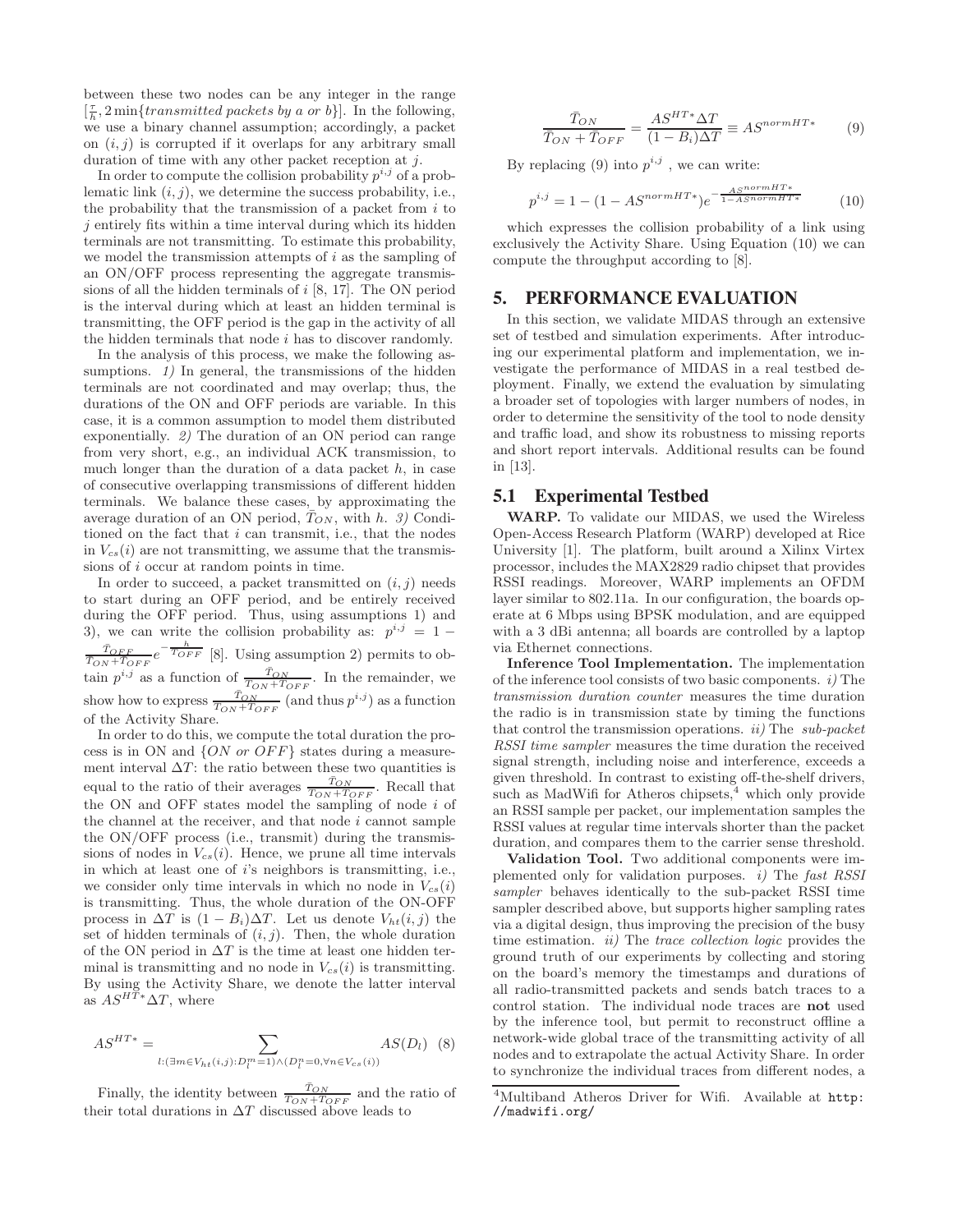between these two nodes can be any integer in the range $[\frac{\tau}{h}, 2\min\{\textit{transmitted packets by a or b}\}]$. In the following, we use a binary channel assumption; accordingly, a packet on $(i,j)$ is corrupted if it overlaps for any arbitrary small duration of time with any other packet reception at $j$.

In order to compute the collision probability $p^{i,j}$ of a problematic link $(i,j)$, we determine the success probability, i.e., the probability that the transmission of a packet from $i$ to $j$ entirely fits within a time interval during which its hidden terminals are not transmitting. To estimate this probability, we model the transmission attempts of $i$ as the sampling of an ON/OFF process representing the aggregate transmissions of all the hidden terminals of $i$ [8, 17]. The ON period is the interval during which at least an hidden terminal is transmitting, the OFF period is the gap in the activity of all the hidden terminals that node $i$ has to discover randomly.

In the analysis of this process, we make the following assumptions. *1)* In general, the transmissions of the hidden terminals are not coordinated and may overlap; thus, the durations of the ON and OFF periods are variable. In this case, it is a common assumption to model them distributed exponentially. *2)* The duration of an ON period can range from very short, e.g., an individual ACK transmission, to much longer than the duration of a data packet $h$, in case of consecutive overlapping transmissions of different hidden terminals. We balance these cases, by approximating the average duration of an ON period, $\bar{T}_{ON}$, with $h$. *3)* Conditioned on the fact that $i$ can transmit, i.e., that the nodes in $V_{cs}(i)$ are not transmitting, we assume that the transmissions of $i$ occur at random points in time.

In order to succeed, a packet transmitted on $(i,j)$ needs to start during an OFF period, and be entirely received during the OFF period. Thus, using assumptions 1) and 3), we can write the collision probability as: $p^{i,j} = 1 - \frac{\bar{T}_{OFF}}{\bar{T}_{ON}+\bar{T}_{OFF}} e^{-\frac{h}{\bar{T}_{OFF}}}$ [8]. Using assumption 2) permits to obtain $p^{i,j}$ as a function of $\frac{\bar{T}_{ON}}{\bar{T}_{ON}+\bar{T}_{OFF}}$. In the remainder, we show how to express $\frac{\bar{T}_{ON}}{\bar{T}_{ON}+\bar{T}_{OFF}}$ (and thus $p^{i,j}$) as a function of the Activity Share.

In order to do this, we compute the total duration the process is in ON and $\{ON \textit{ or } OFF\}$ states during a measurement interval $\Delta T$: the ratio between these two quantities is equal to the ratio of their averages $\frac{\bar{T}_{ON}}{\bar{T}_{ON}+\bar{T}_{OFF}}$. Recall that the ON and OFF states model the sampling of node $i$ of the channel at the receiver, and that node $i$ cannot sample the ON/OFF process (i.e., transmit) during the transmissions of nodes in $V_{cs}(i)$. Hence, we prune all time intervals in which at least one of $i$'s neighbors is transmitting, i.e., we consider only time intervals in which no node in $V_{cs}(i)$ is transmitting. Thus, the whole duration of the ON-OFF process in $\Delta T$ is $(1 - B_i)\Delta T$. Let us denote $V_{ht}(i,j)$ the set of hidden terminals of $(i,j)$. Then, the whole duration of the ON period in $\Delta T$ is the time at least one hidden terminal is transmitting and no node in $V_{cs}(i)$ is transmitting. By using the Activity Share, we denote the latter interval as $AS^{HT*}\Delta T$, where

$$AS^{HT*} = \sum_{l:(\exists m \in V_{ht}(i,j): D_l^m = 1) \wedge (D_l^n = 0, \forall n \in V_{cs}(i))} AS(D_l) \quad (8)$$

Finally, the identity between $\frac{\bar{T}_{ON}}{\bar{T}_{ON}+\bar{T}_{OFF}}$ and the ratio of their total durations in $\Delta T$ discussed above leads to

$$\frac{\bar{T}_{ON}}{\bar{T}_{ON}+\bar{T}_{OFF}} = \frac{AS^{HT*}\Delta T}{(1-B_i)\Delta T} \equiv AS^{normHT*} \quad (9)$$

By replacing (9) into $p^{i,j}$, we can write:

$$p^{i,j} = 1 - (1 - AS^{normHT*}) e^{-\frac{AS^{normHT*}}{1-AS^{normHT*}}} \quad (10)$$

which expresses the collision probability of a link using exclusively the Activity Share. Using Equation (10) we can compute the throughput according to [8].

## 5. PERFORMANCE EVALUATION

In this section, we validate MIDAS through an extensive set of testbed and simulation experiments. After introducing our experimental platform and implementation, we investigate the performance of MIDAS in a real testbed deployment. Finally, we extend the evaluation by simulating a broader set of topologies with larger numbers of nodes, in order to determine the sensitivity of the tool to node density and traffic load, and show its robustness to missing reports and short report intervals. Additional results can be found in [13].

### 5.1 Experimental Testbed

**WARP.** To validate our MIDAS, we used the Wireless Open-Access Research Platform (WARP) developed at Rice University [1]. The platform, built around a Xilinx Virtex processor, includes the MAX2829 radio chipset that provides RSSI readings. Moreover, WARP implements an OFDM layer similar to 802.11a. In our configuration, the boards operate at 6 Mbps using BPSK modulation, and are equipped with a 3 dBi antenna; all boards are controlled by a laptop via Ethernet connections.

**Inference Tool Implementation.** The implementation of the inference tool consists of two basic components. *i)* The *transmission duration counter* measures the time duration the radio is in transmission state by timing the functions that control the transmission operations. *ii)* The *sub-packet RSSI time sampler* measures the time duration the received signal strength, including noise and interference, exceeds a given threshold. In contrast to existing off-the-shelf drivers, such as MadWifi for Atheros chipsets,[4] which only provide an RSSI sample per packet, our implementation samples the RSSI values at regular time intervals shorter than the packet duration, and compares them to the carrier sense threshold.

**Validation Tool.** Two additional components were implemented only for validation purposes. *i)* The *fast RSSI sampler* behaves identically to the sub-packet RSSI time sampler described above, but supports higher sampling rates via a digital design, thus improving the precision of the busy time estimation. *ii)* The *trace collection logic* provides the ground truth of our experiments by collecting and storing on the board's memory the timestamps and durations of all radio-transmitted packets and sends batch traces to a control station. The individual node traces are **not** used by the inference tool, but permit to reconstruct offline a network-wide global trace of the transmitting activity of all nodes and to extrapolate the actual Activity Share. In order to synchronize the individual traces from different nodes, a

[4] Multiband Atheros Driver for Wifi. Available at `http://madwifi.org/`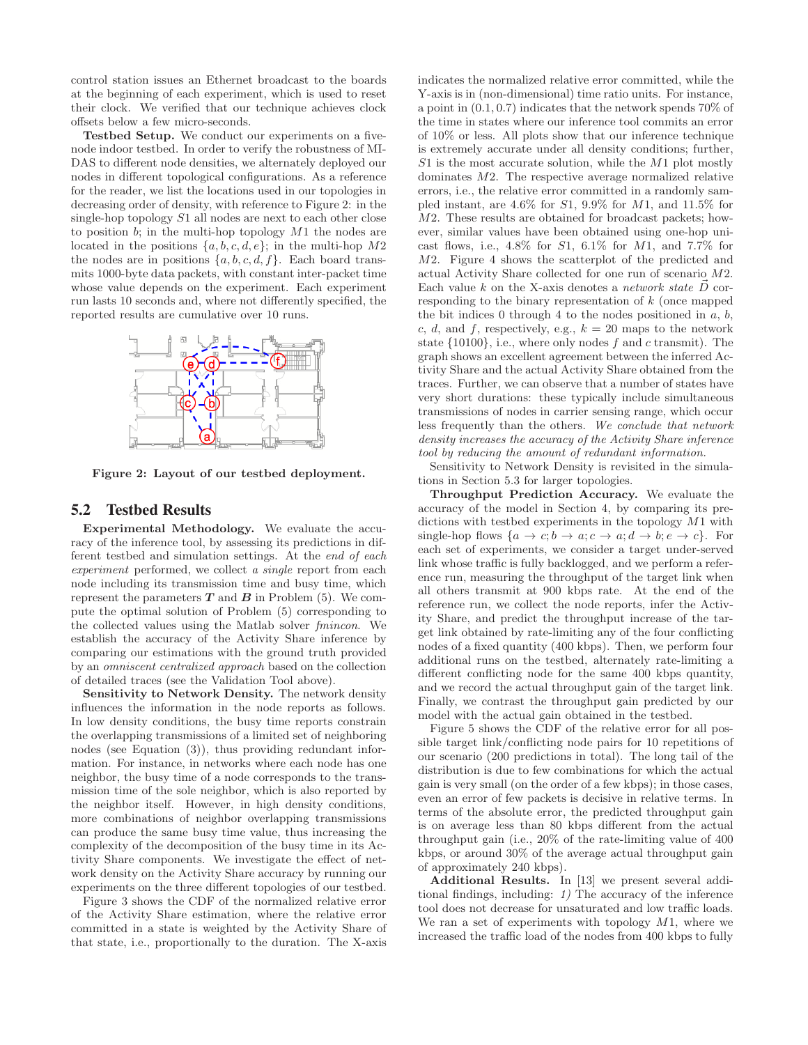control station issues an Ethernet broadcast to the boards at the beginning of each experiment, which is used to reset their clock. We verified that our technique achieves clock offsets below a few micro-seconds.

**Testbed Setup.** We conduct our experiments on a five-node indoor testbed. In order to verify the robustness of MIDAS to different node densities, we alternately deployed our nodes in different topological configurations. As a reference for the reader, we list the locations used in our topologies in decreasing order of density, with reference to Figure 2: in the single-hop topology $S1$ all nodes are next to each other close to position $b$; in the multi-hop topology $M1$ the nodes are located in the positions $\{a, b, c, d, e\}$; in the multi-hop $M2$ the nodes are in positions $\{a, b, c, d, f\}$. Each board transmits 1000-byte data packets, with constant inter-packet time whose value depends on the experiment. Each experiment run lasts 10 seconds and, where not differently specified, the reported results are cumulative over 10 runs.

**Figure 2: Layout of our testbed deployment.**

## 5.2 Testbed Results

**Experimental Methodology.** We evaluate the accuracy of the inference tool, by assessing its predictions in different testbed and simulation settings. At the *end of each experiment* performed, we collect *a single* report from each node including its transmission time and busy time, which represent the parameters $\boldsymbol{T}$ and $\boldsymbol{B}$ in Problem (5). We compute the optimal solution of Problem (5) corresponding to the collected values using the Matlab solver *fmincon*. We establish the accuracy of the Activity Share inference by comparing our estimations with the ground truth provided by an *omniscent centralized approach* based on the collection of detailed traces (see the Validation Tool above).

**Sensitivity to Network Density.** The network density influences the information in the node reports as follows. In low density conditions, the busy time reports constrain the overlapping transmissions of a limited set of neighboring nodes (see Equation (3)), thus providing redundant information. For instance, in networks where each node has one neighbor, the busy time of a node corresponds to the transmission time of the sole neighbor, which is also reported by the neighbor itself. However, in high density conditions, more combinations of neighbor overlapping transmissions can produce the same busy time value, thus increasing the complexity of the decomposition of the busy time in its Activity Share components. We investigate the effect of network density on the Activity Share accuracy by running our experiments on the three different topologies of our testbed.

Figure 3 shows the CDF of the normalized relative error of the Activity Share estimation, where the relative error committed in a state is weighted by the Activity Share of that state, i.e., proportionally to the duration. The X-axis indicates the normalized relative error committed, while the Y-axis is in (non-dimensional) time ratio units. For instance, a point in $(0.1, 0.7)$ indicates that the network spends 70% of the time in states where our inference tool commits an error of 10% or less. All plots show that our inference technique is extremely accurate under all density conditions; further, $S1$ is the most accurate solution, while the $M1$ plot mostly dominates $M2$. The respective average normalized relative errors, i.e., the relative error committed in a randomly sampled instant, are 4.6% for $S1$, 9.9% for $M1$, and 11.5% for $M2$. These results are obtained for broadcast packets; however, similar values have been obtained using one-hop unicast flows, i.e., 4.8% for $S1$, 6.1% for $M1$, and 7.7% for $M2$. Figure 4 shows the scatterplot of the predicted and actual Activity Share collected for one run of scenario $M2$. Each value $k$ on the X-axis denotes a *network state* $\vec{D}$ corresponding to the binary representation of $k$ (once mapped the bit indices 0 through 4 to the nodes positioned in $a$, $b$, $c$, $d$, and $f$, respectively, e.g., $k = 20$ maps to the network state $\{10100\}$, i.e., where only nodes $f$ and $c$ transmit). The graph shows an excellent agreement between the inferred Activity Share and the actual Activity Share obtained from the traces. Further, we can observe that a number of states have very short durations: these typically include simultaneous transmissions of nodes in carrier sensing range, which occur less frequently than the others. *We conclude that network density increases the accuracy of the Activity Share inference tool by reducing the amount of redundant information.*

Sensitivity to Network Density is revisited in the simulations in Section 5.3 for larger topologies.

**Throughput Prediction Accuracy.** We evaluate the accuracy of the model in Section 4, by comparing its predictions with testbed experiments in the topology $M1$ with single-hop flows $\{a \to c; b \to a; c \to a; d \to b; e \to c\}$. For each set of experiments, we consider a target under-served link whose traffic is fully backlogged, and we perform a reference run, measuring the throughput of the target link when all others transmit at 900 kbps rate. At the end of the reference run, we collect the node reports, infer the Activity Share, and predict the throughput increase of the target link obtained by rate-limiting any of the four conflicting nodes of a fixed quantity (400 kbps). Then, we perform four additional runs on the testbed, alternately rate-limiting a different conflicting node for the same 400 kbps quantity, and we record the actual throughput gain of the target link. Finally, we contrast the throughput gain predicted by our model with the actual gain obtained in the testbed.

Figure 5 shows the CDF of the relative error for all possible target link/conflicting node pairs for 10 repetitions of our scenario (200 predictions in total). The long tail of the distribution is due to few combinations for which the actual gain is very small (on the order of a few kbps); in those cases, even an error of few packets is decisive in relative terms. In terms of the absolute error, the predicted throughput gain is on average less than 80 kbps different from the actual throughput gain (i.e., 20% of the rate-limiting value of 400 kbps, or around 30% of the average actual throughput gain of approximately 240 kbps).

**Additional Results.** In [13] we present several additional findings, including: *1)* The accuracy of the inference tool does not decrease for unsaturated and low traffic loads. We ran a set of experiments with topology $M1$, where we increased the traffic load of the nodes from 400 kbps to fully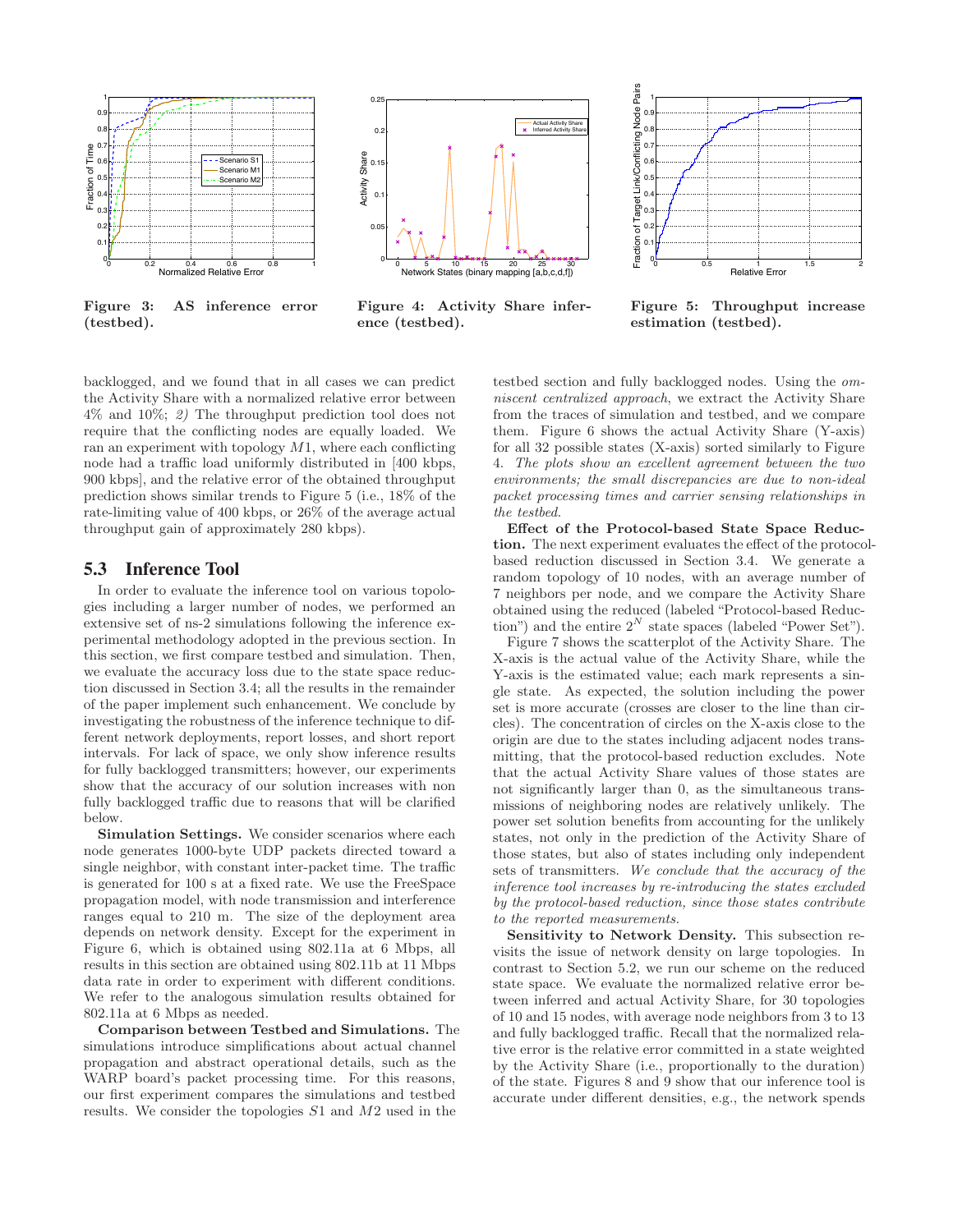Figure 3: AS inference error (testbed).

Figure 4: Activity Share inference (testbed).

Figure 5: Throughput increase estimation (testbed).

backlogged, and we found that in all cases we can predict the Activity Share with a normalized relative error between 4% and 10%; *2)* The throughput prediction tool does not require that the conflicting nodes are equally loaded. We ran an experiment with topology $M1$, where each conflicting node had a traffic load uniformly distributed in [400 kbps, 900 kbps], and the relative error of the obtained throughput prediction shows similar trends to Figure 5 (i.e., 18% of the rate-limiting value of 400 kbps, or 26% of the average actual throughput gain of approximately 280 kbps).

## 5.3 Inference Tool

In order to evaluate the inference tool on various topologies including a larger number of nodes, we performed an extensive set of ns-2 simulations following the inference experimental methodology adopted in the previous section. In this section, we first compare testbed and simulation. Then, we evaluate the accuracy loss due to the state space reduction discussed in Section 3.4; all the results in the remainder of the paper implement such enhancement. We conclude by investigating the robustness of the inference technique to different network deployments, report losses, and short report intervals. For lack of space, we only show inference results for fully backlogged transmitters; however, our experiments show that the accuracy of our solution increases with non fully backlogged traffic due to reasons that will be clarified below.

**Simulation Settings.** We consider scenarios where each node generates 1000-byte UDP packets directed toward a single neighbor, with constant inter-packet time. The traffic is generated for 100 s at a fixed rate. We use the FreeSpace propagation model, with node transmission and interference ranges equal to 210 m. The size of the deployment area depends on network density. Except for the experiment in Figure 6, which is obtained using 802.11a at 6 Mbps, all results in this section are obtained using 802.11b at 11 Mbps data rate in order to experiment with different conditions. We refer to the analogous simulation results obtained for 802.11a at 6 Mbps as needed.

**Comparison between Testbed and Simulations.** The simulations introduce simplifications about actual channel propagation and abstract operational details, such as the WARP board's packet processing time. For this reasons, our first experiment compares the simulations and testbed results. We consider the topologies $S1$ and $M2$ used in the testbed section and fully backlogged nodes. Using the *omniscent centralized approach*, we extract the Activity Share from the traces of simulation and testbed, and we compare them. Figure 6 shows the actual Activity Share (Y-axis) for all 32 possible states (X-axis) sorted similarly to Figure 4. *The plots show an excellent agreement between the two environments; the small discrepancies are due to non-ideal packet processing times and carrier sensing relationships in the testbed.*

**Effect of the Protocol-based State Space Reduction.** The next experiment evaluates the effect of the protocol-based reduction discussed in Section 3.4. We generate a random topology of 10 nodes, with an average number of 7 neighbors per node, and we compare the Activity Share obtained using the reduced (labeled "Protocol-based Reduction") and the entire $2^N$ state spaces (labeled "Power Set").

Figure 7 shows the scatterplot of the Activity Share. The X-axis is the actual value of the Activity Share, while the Y-axis is the estimated value; each mark represents a single state. As expected, the solution including the power set is more accurate (crosses are closer to the line than circles). The concentration of circles on the X-axis close to the origin are due to the states including adjacent nodes transmitting, that the protocol-based reduction excludes. Note that the actual Activity Share values of those states are not significantly larger than 0, as the simultaneous transmissions of neighboring nodes are relatively unlikely. The power set solution benefits from accounting for the unlikely states, not only in the prediction of the Activity Share of those states, but also of states including only independent sets of transmitters. *We conclude that the accuracy of the inference tool increases by re-introducing the states excluded by the protocol-based reduction, since those states contribute to the reported measurements.*

**Sensitivity to Network Density.** This subsection revisits the issue of network density on large topologies. In contrast to Section 5.2, we run our scheme on the reduced state space. We evaluate the normalized relative error between inferred and actual Activity Share, for 30 topologies of 10 and 15 nodes, with average node neighbors from 3 to 13 and fully backlogged traffic. Recall that the normalized relative error is the relative error committed in a state weighted by the Activity Share (i.e., proportionally to the duration) of the state. Figures 8 and 9 show that our inference tool is accurate under different densities, e.g., the network spends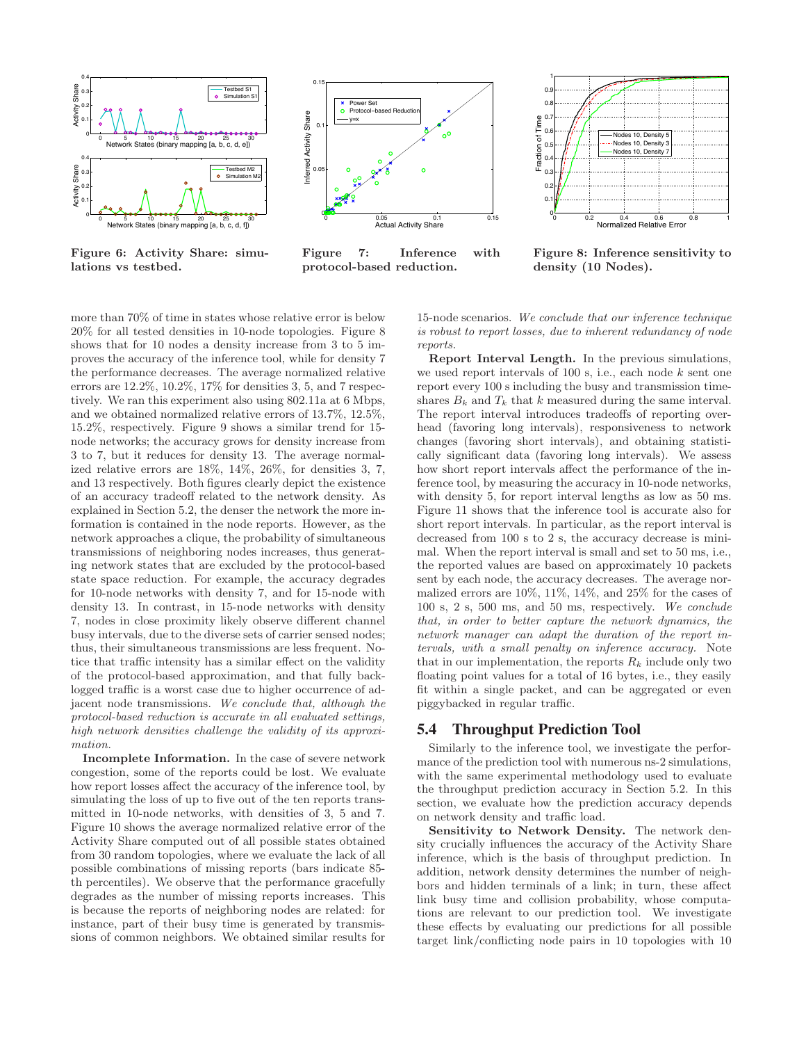Figure 6: Activity Share: simulations vs testbed.

Figure 7: Inference with protocol-based reduction.

Figure 8: Inference sensitivity to density (10 Nodes).

more than 70% of time in states whose relative error is below 20% for all tested densities in 10-node topologies. Figure 8 shows that for 10 nodes a density increase from 3 to 5 improves the accuracy of the inference tool, while for density 7 the performance decreases. The average normalized relative errors are 12.2%, 10.2%, 17% for densities 3, 5, and 7 respectively. We ran this experiment also using 802.11a at 6 Mbps, and we obtained normalized relative errors of 13.7%, 12.5%, 15.2%, respectively. Figure 9 shows a similar trend for 15-node networks; the accuracy grows for density increase from 3 to 7, but it reduces for density 13. The average normalized relative errors are 18%, 14%, 26%, for densities 3, 7, and 13 respectively. Both figures clearly depict the existence of an accuracy tradeoff related to the network density. As explained in Section 5.2, the denser the network the more information is contained in the node reports. However, as the network approaches a clique, the probability of simultaneous transmissions of neighboring nodes increases, thus generating network states that are excluded by the protocol-based state space reduction. For example, the accuracy degrades for 10-node networks with density 7, and for 15-node with density 13. In contrast, in 15-node networks with density 7, nodes in close proximity likely observe different channel busy intervals, due to the diverse sets of carrier sensed nodes; thus, their simultaneous transmissions are less frequent. Notice that traffic intensity has a similar effect on the validity of the protocol-based approximation, and that fully backlogged traffic is a worst case due to higher occurrence of adjacent node transmissions. *We conclude that, although the protocol-based reduction is accurate in all evaluated settings, high network densities challenge the validity of its approximation.*

**Incomplete Information.** In the case of severe network congestion, some of the reports could be lost. We evaluate how report losses affect the accuracy of the inference tool, by simulating the loss of up to five out of the ten reports transmitted in 10-node networks, with densities of 3, 5 and 7. Figure 10 shows the average normalized relative error of the Activity Share computed out of all possible states obtained from 30 random topologies, where we evaluate the lack of all possible combinations of missing reports (bars indicate 85-th percentiles). We observe that the performance gracefully degrades as the number of missing reports increases. This is because the reports of neighboring nodes are related: for instance, part of their busy time is generated by transmissions of common neighbors. We obtained similar results for 15-node scenarios. *We conclude that our inference technique is robust to report losses, due to inherent redundancy of node reports.*

**Report Interval Length.** In the previous simulations, we used report intervals of 100 s, i.e., each node $k$ sent one report every 100 s including the busy and transmission time-shares $B_k$ and $T_k$ that $k$ measured during the same interval. The report interval introduces tradeoffs of reporting overhead (favoring long intervals), responsiveness to network changes (favoring short intervals), and obtaining statistically significant data (favoring long intervals). We assess how short report intervals affect the performance of the inference tool, by measuring the accuracy in 10-node networks, with density 5, for report interval lengths as low as 50 ms. Figure 11 shows that the inference tool is accurate also for short report intervals. In particular, as the report interval is decreased from 100 s to 2 s, the accuracy decrease is minimal. When the report interval is small and set to 50 ms, i.e., the reported values are based on approximately 10 packets sent by each node, the accuracy decreases. The average normalized errors are 10%, 11%, 14%, and 25% for the cases of 100 s, 2 s, 500 ms, and 50 ms, respectively. *We conclude that, in order to better capture the network dynamics, the network manager can adapt the duration of the report intervals, with a small penalty on inference accuracy.* Note that in our implementation, the reports $R_k$ include only two floating point values for a total of 16 bytes, i.e., they easily fit within a single packet, and can be aggregated or even piggybacked in regular traffic.

## 5.4 Throughput Prediction Tool

Similarly to the inference tool, we investigate the performance of the prediction tool with numerous ns-2 simulations, with the same experimental methodology used to evaluate the throughput prediction accuracy in Section 5.2. In this section, we evaluate how the prediction accuracy depends on network density and traffic load.

**Sensitivity to Network Density.** The network density crucially influences the accuracy of the Activity Share inference, which is the basis of throughput prediction. In addition, network density determines the number of neighbors and hidden terminals of a link; in turn, these affect link busy time and collision probability, whose computations are relevant to our prediction tool. We investigate these effects by evaluating our predictions for all possible target link/conflicting node pairs in 10 topologies with 10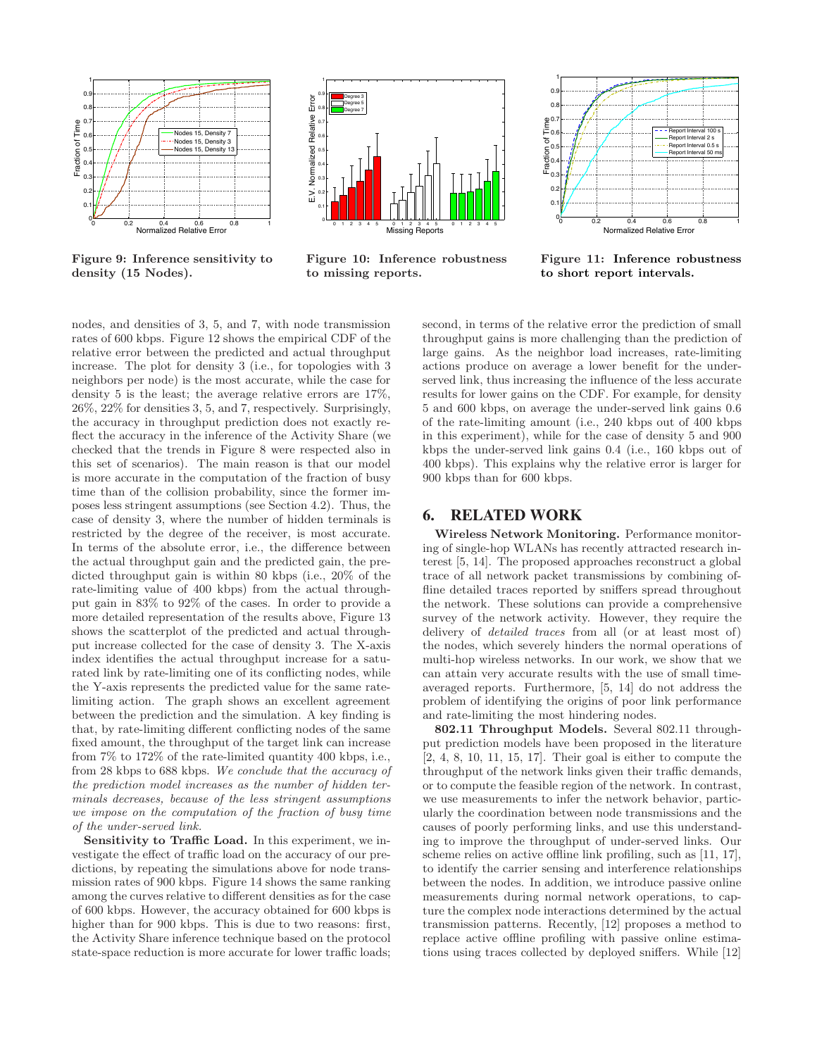Figure 9: Inference sensitivity to density (15 Nodes).

Figure 10: Inference robustness to missing reports.

Figure 11: Inference robustness to short report intervals.

nodes, and densities of 3, 5, and 7, with node transmission rates of 600 kbps. Figure 12 shows the empirical CDF of the relative error between the predicted and actual throughput increase. The plot for density 3 (i.e., for topologies with 3 neighbors per node) is the most accurate, while the case for density 5 is the least; the average relative errors are 17%, 26%, 22% for densities 3, 5, and 7, respectively. Surprisingly, the accuracy in throughput prediction does not exactly reflect the accuracy in the inference of the Activity Share (we checked that the trends in Figure 8 were respected also in this set of scenarios). The main reason is that our model is more accurate in the computation of the fraction of busy time than of the collision probability, since the former imposes less stringent assumptions (see Section 4.2). Thus, the case of density 3, where the number of hidden terminals is restricted by the degree of the receiver, is most accurate. In terms of the absolute error, i.e., the difference between the actual throughput gain and the predicted gain, the predicted throughput gain is within 80 kbps (i.e., 20% of the rate-limiting value of 400 kbps) from the actual throughput gain in 83% to 92% of the cases. In order to provide a more detailed representation of the results above, Figure 13 shows the scatterplot of the predicted and actual throughput increase collected for the case of density 3. The X-axis index identifies the actual throughput increase for a saturated link by rate-limiting one of its conflicting nodes, while the Y-axis represents the predicted value for the same rate-limiting action. The graph shows an excellent agreement between the prediction and the simulation. A key finding is that, by rate-limiting different conflicting nodes of the same fixed amount, the throughput of the target link can increase from 7% to 172% of the rate-limited quantity 400 kbps, i.e., from 28 kbps to 688 kbps. *We conclude that the accuracy of the prediction model increases as the number of hidden terminals decreases, because of the less stringent assumptions we impose on the computation of the fraction of busy time of the under-served link.*

**Sensitivity to Traffic Load.** In this experiment, we investigate the effect of traffic load on the accuracy of our predictions, by repeating the simulations above for node transmission rates of 900 kbps. Figure 14 shows the same ranking among the curves relative to different densities as for the case of 600 kbps. However, the accuracy obtained for 600 kbps is higher than for 900 kbps. This is due to two reasons: first, the Activity Share inference technique based on the protocol state-space reduction is more accurate for lower traffic loads; second, in terms of the relative error the prediction of small throughput gains is more challenging than the prediction of large gains. As the neighbor load increases, rate-limiting actions produce on average a lower benefit for the under-served link, thus increasing the influence of the less accurate results for lower gains on the CDF. For example, for density 5 and 600 kbps, on average the under-served link gains 0.6 of the rate-limiting amount (i.e., 240 kbps out of 400 kbps in this experiment), while for the case of density 5 and 900 kbps the under-served link gains 0.4 (i.e., 160 kbps out of 400 kbps). This explains why the relative error is larger for 900 kbps than for 600 kbps.

## 6. RELATED WORK

**Wireless Network Monitoring.** Performance monitoring of single-hop WLANs has recently attracted research interest [5, 14]. The proposed approaches reconstruct a global trace of all network packet transmissions by combining offline detailed traces reported by sniffers spread throughout the network. These solutions can provide a comprehensive survey of the network activity. However, they require the delivery of *detailed traces* from all (or at least most of) the nodes, which severely hinders the normal operations of multi-hop wireless networks. In our work, we show that we can attain very accurate results with the use of small time-averaged reports. Furthermore, [5, 14] do not address the problem of identifying the origins of poor link performance and rate-limiting the most hindering nodes.

**802.11 Throughput Models.** Several 802.11 throughput prediction models have been proposed in the literature [2, 4, 8, 10, 11, 15, 17]. Their goal is either to compute the throughput of the network links given their traffic demands, or to compute the feasible region of the network. In contrast, we use measurements to infer the network behavior, particularly the coordination between node transmissions and the causes of poorly performing links, and use this understanding to improve the throughput of under-served links. Our scheme relies on active offline link profiling, such as [11, 17], to identify the carrier sensing and interference relationships between the nodes. In addition, we introduce passive online measurements during normal network operations, to capture the complex node interactions determined by the actual transmission patterns. Recently, [12] proposes a method to replace active offline profiling with passive online estimations using traces collected by deployed sniffers. While [12]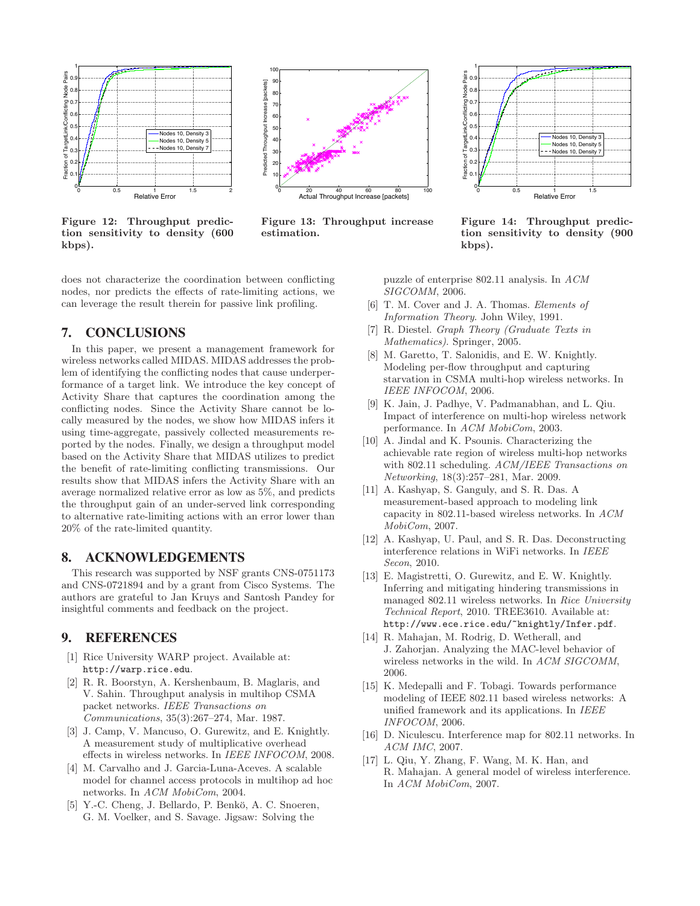Fraction of Target Link/Conflicting Node Pairs

Relative Error

Nodes 10, Density 3
Nodes 10, Density 5
Nodes 10, Density 7

**Figure 12: Throughput prediction sensitivity to density (600 kbps).**

Predicted Throughput Increase [packets]

Actual Throughput Increase [packets]

**Figure 13: Throughput increase estimation.**

Fraction of Target Link/Conflicting Node Pairs

Relative Error

Nodes 10, Density 3
Nodes 10, Density 5
Nodes 10, Density 7

**Figure 14: Throughput prediction sensitivity to density (900 kbps).**

does not characterize the coordination between conflicting nodes, nor predicts the effects of rate-limiting actions, we can leverage the result therein for passive link profiling.

## 7. CONCLUSIONS

In this paper, we present a management framework for wireless networks called MIDAS. MIDAS addresses the problem of identifying the conflicting nodes that cause underperformance of a target link. We introduce the key concept of Activity Share that captures the coordination among the conflicting nodes. Since the Activity Share cannot be locally measured by the nodes, we show how MIDAS infers it using time-aggregate, passively collected measurements reported by the nodes. Finally, we design a throughput model based on the Activity Share that MIDAS utilizes to predict the benefit of rate-limiting conflicting transmissions. Our results show that MIDAS infers the Activity Share with an average normalized relative error as low as 5%, and predicts the throughput gain of an under-served link corresponding to alternative rate-limiting actions with an error lower than 20% of the rate-limited quantity.

## 8. ACKNOWLEDGEMENTS

This research was supported by NSF grants CNS-0751173 and CNS-0721894 and by a grant from Cisco Systems. The authors are grateful to Jan Kruys and Santosh Pandey for insightful comments and feedback on the project.

## 9. REFERENCES

[1] Rice University WARP project. Available at: http://warp.rice.edu.

[2] R. R. Boorstyn, A. Kershenbaum, B. Maglaris, and V. Sahin. Throughput analysis in multihop CSMA packet networks. *IEEE Transactions on Communications*, 35(3):267–274, Mar. 1987.

[3] J. Camp, V. Mancuso, O. Gurewitz, and E. Knightly. A measurement study of multiplicative overhead effects in wireless networks. In *IEEE INFOCOM*, 2008.

[4] M. Carvalho and J. Garcia-Luna-Aceves. A scalable model for channel access protocols in multihop ad hoc networks. In *ACM MobiCom*, 2004.

[5] Y.-C. Cheng, J. Bellardo, P. Benkö, A. C. Snoeren, G. M. Voelker, and S. Savage. Jigsaw: Solving the puzzle of enterprise 802.11 analysis. In *ACM SIGCOMM*, 2006.

[6] T. M. Cover and J. A. Thomas. *Elements of Information Theory*. John Wiley, 1991.

[7] R. Diestel. *Graph Theory (Graduate Texts in Mathematics)*. Springer, 2005.

[8] M. Garetto, T. Salonidis, and E. W. Knightly. Modeling per-flow throughput and capturing starvation in CSMA multi-hop wireless networks. In *IEEE INFOCOM*, 2006.

[9] K. Jain, J. Padhye, V. Padmanabhan, and L. Qiu. Impact of interference on multi-hop wireless network performance. In *ACM MobiCom*, 2003.

[10] A. Jindal and K. Psounis. Characterizing the achievable rate region of wireless multi-hop networks with 802.11 scheduling. *ACM/IEEE Transactions on Networking*, 18(3):257–281, Mar. 2009.

[11] A. Kashyap, S. Ganguly, and S. R. Das. A measurement-based approach to modeling link capacity in 802.11-based wireless networks. In *ACM MobiCom*, 2007.

[12] A. Kashyap, U. Paul, and S. R. Das. Deconstructing interference relations in WiFi networks. In *IEEE Secon*, 2010.

[13] E. Magistretti, O. Gurewitz, and E. W. Knightly. Inferring and mitigating hindering transmissions in managed 802.11 wireless networks. In *Rice University Technical Report*, 2010. TREE3610. Available at: http://www.ece.rice.edu/~knightly/Infer.pdf.

[14] R. Mahajan, M. Rodrig, D. Wetherall, and J. Zahorjan. Analyzing the MAC-level behavior of wireless networks in the wild. In *ACM SIGCOMM*, 2006.

[15] K. Medepalli and F. Tobagi. Towards performance modeling of IEEE 802.11 based wireless networks: A unified framework and its applications. In *IEEE INFOCOM*, 2006.

[16] D. Niculescu. Interference map for 802.11 networks. In *ACM IMC*, 2007.

[17] L. Qiu, Y. Zhang, F. Wang, M. K. Han, and R. Mahajan. A general model of wireless interference. In *ACM MobiCom*, 2007.